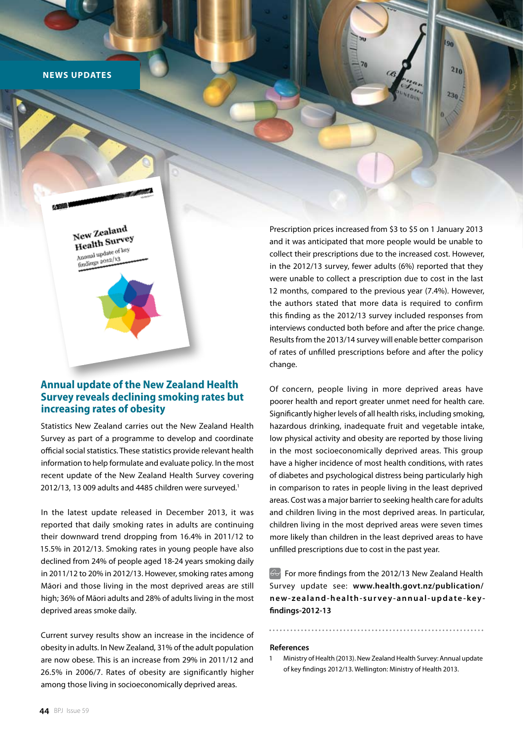NEWS UPDATES

## Annual update of the New Zealand Health Survey reveals declining smoking rates but increasing rates of obesity

Statistics New Zealand carries out the New Zealand Health Survey as part of a programme to develop and coordinate official social statistics. These statistics provide relevant health information to help formulate and evaluate policy. In the most recent update of the New Zealand Health Survey covering 2012/13, 13 009 adults and 4485 children were surveyed.[1]

In the latest update released in December 2013, it was reported that daily smoking rates in adults are continuing their downward trend dropping from 16.4% in 2011/12 to 15.5% in 2012/13. Smoking rates in young people have also declined from 24% of people aged 18-24 years smoking daily in 2011/12 to 20% in 2012/13. However, smoking rates among Māori and those living in the most deprived areas are still high; 36% of Māori adults and 28% of adults living in the most deprived areas smoke daily.

Current survey results show an increase in the incidence of obesity in adults. In New Zealand, 31% of the adult population are now obese. This is an increase from 29% in 2011/12 and 26.5% in 2006/7. Rates of obesity are significantly higher among those living in socioeconomically deprived areas.

Prescription prices increased from $3 to $5 on 1 January 2013 and it was anticipated that more people would be unable to collect their prescriptions due to the increased cost. However, in the 2012/13 survey, fewer adults (6%) reported that they were unable to collect a prescription due to cost in the last 12 months, compared to the previous year (7.4%). However, the authors stated that more data is required to confirm this finding as the 2012/13 survey included responses from interviews conducted both before and after the price change. Results from the 2013/14 survey will enable better comparison of rates of unfilled prescriptions before and after the policy change.

Of concern, people living in more deprived areas have poorer health and report greater unmet need for health care. Significantly higher levels of all health risks, including smoking, hazardous drinking, inadequate fruit and vegetable intake, low physical activity and obesity are reported by those living in the most socioeconomically deprived areas. This group have a higher incidence of most health conditions, with rates of diabetes and psychological distress being particularly high in comparison to rates in people living in the least deprived areas. Cost was a major barrier to seeking health care for adults and children living in the most deprived areas. In particular, children living in the most deprived areas were seven times more likely than children in the least deprived areas to have unfilled prescriptions due to cost in the past year.

For more findings from the 2012/13 New Zealand Health Survey update see: **www.health.govt.nz/publication/new-zealand-health-survey-annual-update-key-findings-2012-13**

### References

1. Ministry of Health (2013). New Zealand Health Survey: Annual update of key findings 2012/13. Wellington: Ministry of Health 2013.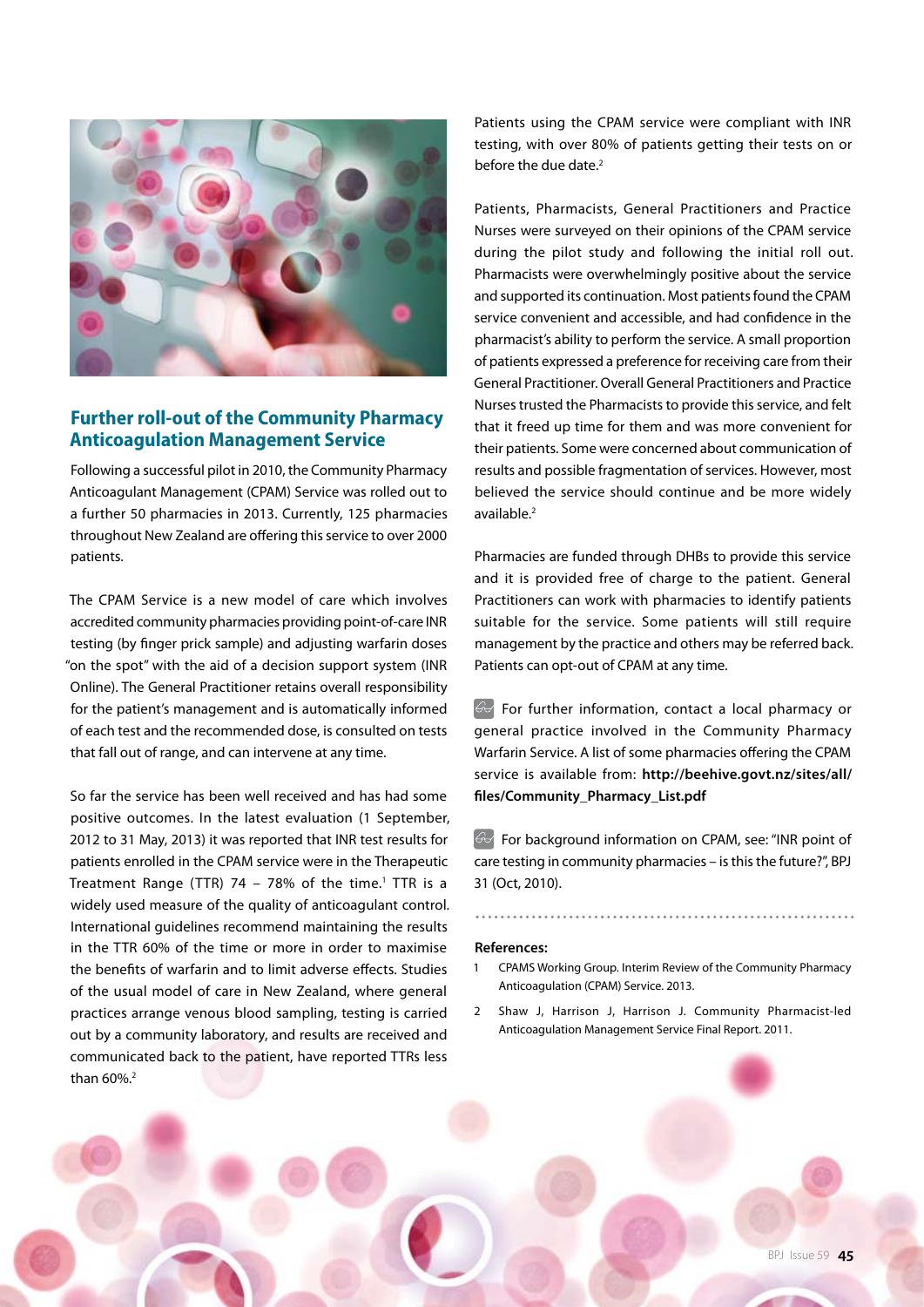## Further roll-out of the Community Pharmacy Anticoagulation Management Service

Following a successful pilot in 2010, the Community Pharmacy Anticoagulant Management (CPAM) Service was rolled out to a further 50 pharmacies in 2013. Currently, 125 pharmacies throughout New Zealand are offering this service to over 2000 patients.

The CPAM Service is a new model of care which involves accredited community pharmacies providing point-of-care INR testing (by finger prick sample) and adjusting warfarin doses "on the spot" with the aid of a decision support system (INR Online). The General Practitioner retains overall responsibility for the patient's management and is automatically informed of each test and the recommended dose, is consulted on tests that fall out of range, and can intervene at any time.

So far the service has been well received and has had some positive outcomes. In the latest evaluation (1 September, 2012 to 31 May, 2013) it was reported that INR test results for patients enrolled in the CPAM service were in the Therapeutic Treatment Range (TTR) 74 – 78% of the time.[1] TTR is a widely used measure of the quality of anticoagulant control. International guidelines recommend maintaining the results in the TTR 60% of the time or more in order to maximise the benefits of warfarin and to limit adverse effects. Studies of the usual model of care in New Zealand, where general practices arrange venous blood sampling, testing is carried out by a community laboratory, and results are received and communicated back to the patient, have reported TTRs less than 60%.[2]

Patients using the CPAM service were compliant with INR testing, with over 80% of patients getting their tests on or before the due date.[2]

Patients, Pharmacists, General Practitioners and Practice Nurses were surveyed on their opinions of the CPAM service during the pilot study and following the initial roll out. Pharmacists were overwhelmingly positive about the service and supported its continuation. Most patients found the CPAM service convenient and accessible, and had confidence in the pharmacist's ability to perform the service. A small proportion of patients expressed a preference for receiving care from their General Practitioner. Overall General Practitioners and Practice Nurses trusted the Pharmacists to provide this service, and felt that it freed up time for them and was more convenient for their patients. Some were concerned about communication of results and possible fragmentation of services. However, most believed the service should continue and be more widely available.[2]

Pharmacies are funded through DHBs to provide this service and it is provided free of charge to the patient. General Practitioners can work with pharmacies to identify patients suitable for the service. Some patients will still require management by the practice and others may be referred back. Patients can opt-out of CPAM at any time.

For further information, contact a local pharmacy or general practice involved in the Community Pharmacy Warfarin Service. A list of some pharmacies offering the CPAM service is available from: **http://beehive.govt.nz/sites/all/files/Community_Pharmacy_List.pdf**

For background information on CPAM, see: "INR point of care testing in community pharmacies – is this the future?", BPJ 31 (Oct, 2010).

**References:**

1. CPAMS Working Group. Interim Review of the Community Pharmacy Anticoagulation (CPAM) Service. 2013.
2. Shaw J, Harrison J, Harrison J. Community Pharmacist-led Anticoagulation Management Service Final Report. 2011.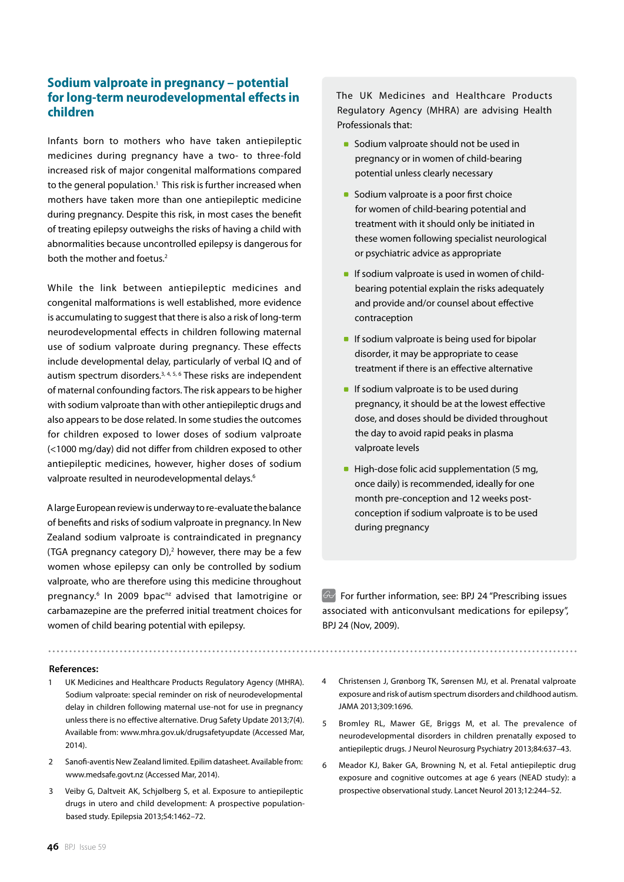## Sodium valproate in pregnancy – potential for long-term neurodevelopmental effects in children

Infants born to mothers who have taken antiepileptic medicines during pregnancy have a two- to three-fold increased risk of major congenital malformations compared to the general population.[1] This risk is further increased when mothers have taken more than one antiepileptic medicine during pregnancy. Despite this risk, in most cases the benefit of treating epilepsy outweighs the risks of having a child with abnormalities because uncontrolled epilepsy is dangerous for both the mother and foetus.[2]

While the link between antiepileptic medicines and congenital malformations is well established, more evidence is accumulating to suggest that there is also a risk of long-term neurodevelopmental effects in children following maternal use of sodium valproate during pregnancy. These effects include developmental delay, particularly of verbal IQ and of autism spectrum disorders.[3, 4, 5, 6] These risks are independent of maternal confounding factors. The risk appears to be higher with sodium valproate than with other antiepileptic drugs and also appears to be dose related. In some studies the outcomes for children exposed to lower doses of sodium valproate (<1000 mg/day) did not differ from children exposed to other antiepileptic medicines, however, higher doses of sodium valproate resulted in neurodevelopmental delays.[6]

A large European review is underway to re-evaluate the balance of benefits and risks of sodium valproate in pregnancy. In New Zealand sodium valproate is contraindicated in pregnancy (TGA pregnancy category D),[2] however, there may be a few women whose epilepsy can only be controlled by sodium valproate, who are therefore using this medicine throughout pregnancy.[6] In 2009 bpac[nz] advised that lamotrigine or carbamazepine are the preferred initial treatment choices for women of child bearing potential with epilepsy.

The UK Medicines and Healthcare Products Regulatory Agency (MHRA) are advising Health Professionals that:

- Sodium valproate should not be used in pregnancy or in women of child-bearing potential unless clearly necessary
- Sodium valproate is a poor first choice for women of child-bearing potential and treatment with it should only be initiated in these women following specialist neurological or psychiatric advice as appropriate
- If sodium valproate is used in women of child-bearing potential explain the risks adequately and provide and/or counsel about effective contraception
- If sodium valproate is being used for bipolar disorder, it may be appropriate to cease treatment if there is an effective alternative
- If sodium valproate is to be used during pregnancy, it should be at the lowest effective dose, and doses should be divided throughout the day to avoid rapid peaks in plasma valproate levels
- High-dose folic acid supplementation (5 mg, once daily) is recommended, ideally for one month pre-conception and 12 weeks post-conception if sodium valproate is to be used during pregnancy

For further information, see: BPJ 24 "Prescribing issues associated with anticonvulsant medications for epilepsy", BPJ 24 (Nov, 2009).

**References:**

1. UK Medicines and Healthcare Products Regulatory Agency (MHRA). Sodium valproate: special reminder on risk of neurodevelopmental delay in children following maternal use-not for use in pregnancy unless there is no effective alternative. Drug Safety Update 2013;7(4). Available from: www.mhra.gov.uk/drugsafetyupdate (Accessed Mar, 2014).
2. Sanofi-aventis New Zealand limited. Epilim datasheet. Available from: www.medsafe.govt.nz (Accessed Mar, 2014).
3. Veiby G, Daltveit AK, Schjølberg S, et al. Exposure to antiepileptic drugs in utero and child development: A prospective population-based study. Epilepsia 2013;54:1462–72.
4. Christensen J, Grønborg TK, Sørensen MJ, et al. Prenatal valproate exposure and risk of autism spectrum disorders and childhood autism. JAMA 2013;309:1696.
5. Bromley RL, Mawer GE, Briggs M, et al. The prevalence of neurodevelopmental disorders in children prenatally exposed to antiepileptic drugs. J Neurol Neurosurg Psychiatry 2013;84:637–43.
6. Meador KJ, Baker GA, Browning N, et al. Fetal antiepileptic drug exposure and cognitive outcomes at age 6 years (NEAD study): a prospective observational study. Lancet Neurol 2013;12:244–52.